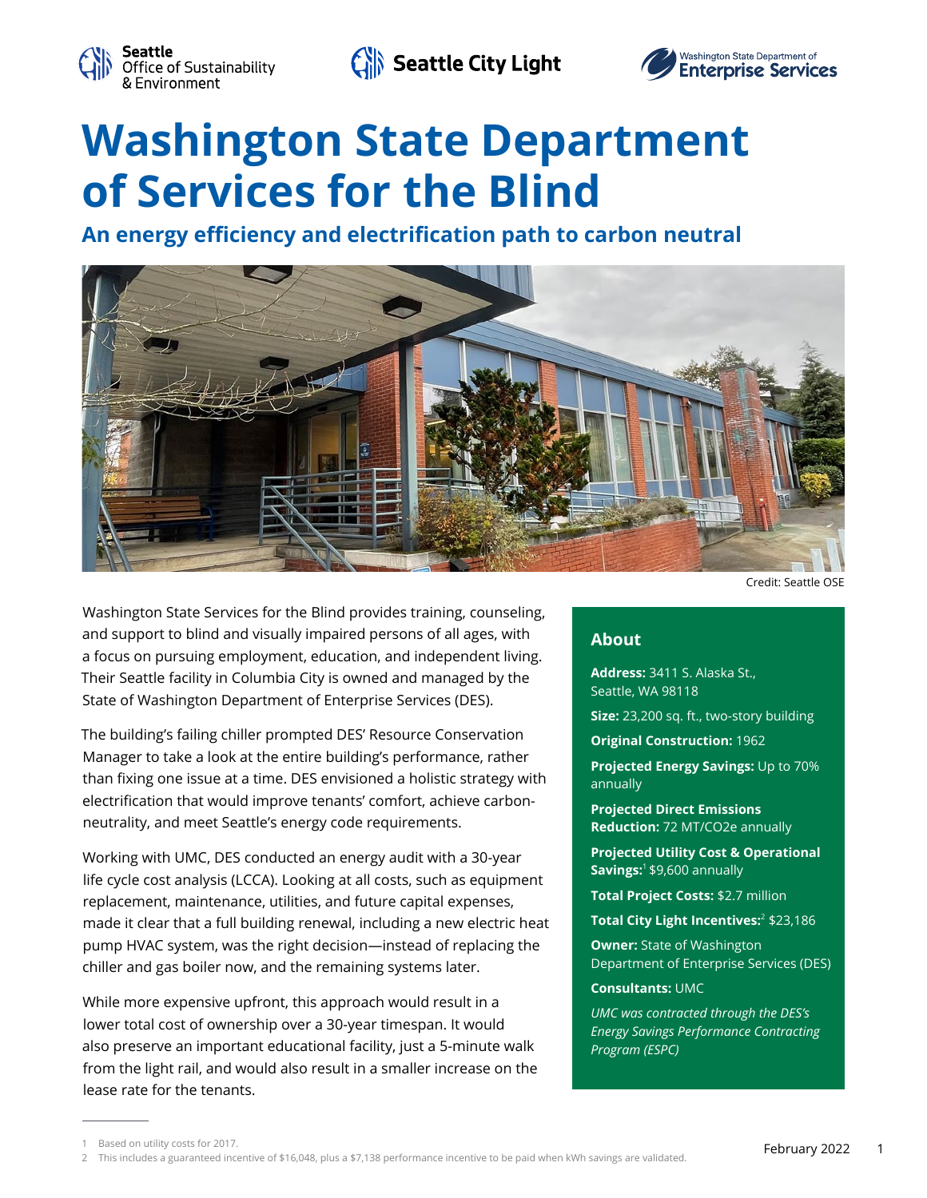# Washington State Department of Services for the Blind

## An energy efficiency and electrification path to carbon neutral

Credit: Seattle OSE

Washington State Services for the Blind provides training, counseling, and support to blind and visually impaired persons of all ages, with a focus on pursuing employment, education, and independent living. Their Seattle facility in Columbia City is owned and managed by the State of Washington Department of Enterprise Services (DES).

The building's failing chiller prompted DES' Resource Conservation Manager to take a look at the entire building's performance, rather than fixing one issue at a time. DES envisioned a holistic strategy with electrification that would improve tenants' comfort, achieve carbon-neutrality, and meet Seattle's energy code requirements.

Working with UMC, DES conducted an energy audit with a 30-year life cycle cost analysis (LCCA). Looking at all costs, such as equipment replacement, maintenance, utilities, and future capital expenses, made it clear that a full building renewal, including a new electric heat pump HVAC system, was the right decision—instead of replacing the chiller and gas boiler now, and the remaining systems later.

While more expensive upfront, this approach would result in a lower total cost of ownership over a 30-year timespan. It would also preserve an important educational facility, just a 5-minute walk from the light rail, and would also result in a smaller increase on the lease rate for the tenants.

### About

**Address:** 3411 S. Alaska St., Seattle, WA 98118

**Size:** 23,200 sq. ft., two-story building

**Original Construction:** 1962

**Projected Energy Savings:** Up to 70% annually

**Projected Direct Emissions Reduction:** 72 MT/CO2e annually

**Projected Utility Cost & Operational Savings:**[1] $9,600 annually

**Total Project Costs:** $2.7 million

**Total City Light Incentives:**[2] $23,186

**Owner:** State of Washington Department of Enterprise Services (DES)

**Consultants:** UMC

*UMC was contracted through the DES's Energy Savings Performance Contracting Program (ESPC)*

---

1 Based on utility costs for 2017.

2 This includes a guaranteed incentive of $16,048, plus a $7,138 performance incentive to be paid when kWh savings are validated.

February 2022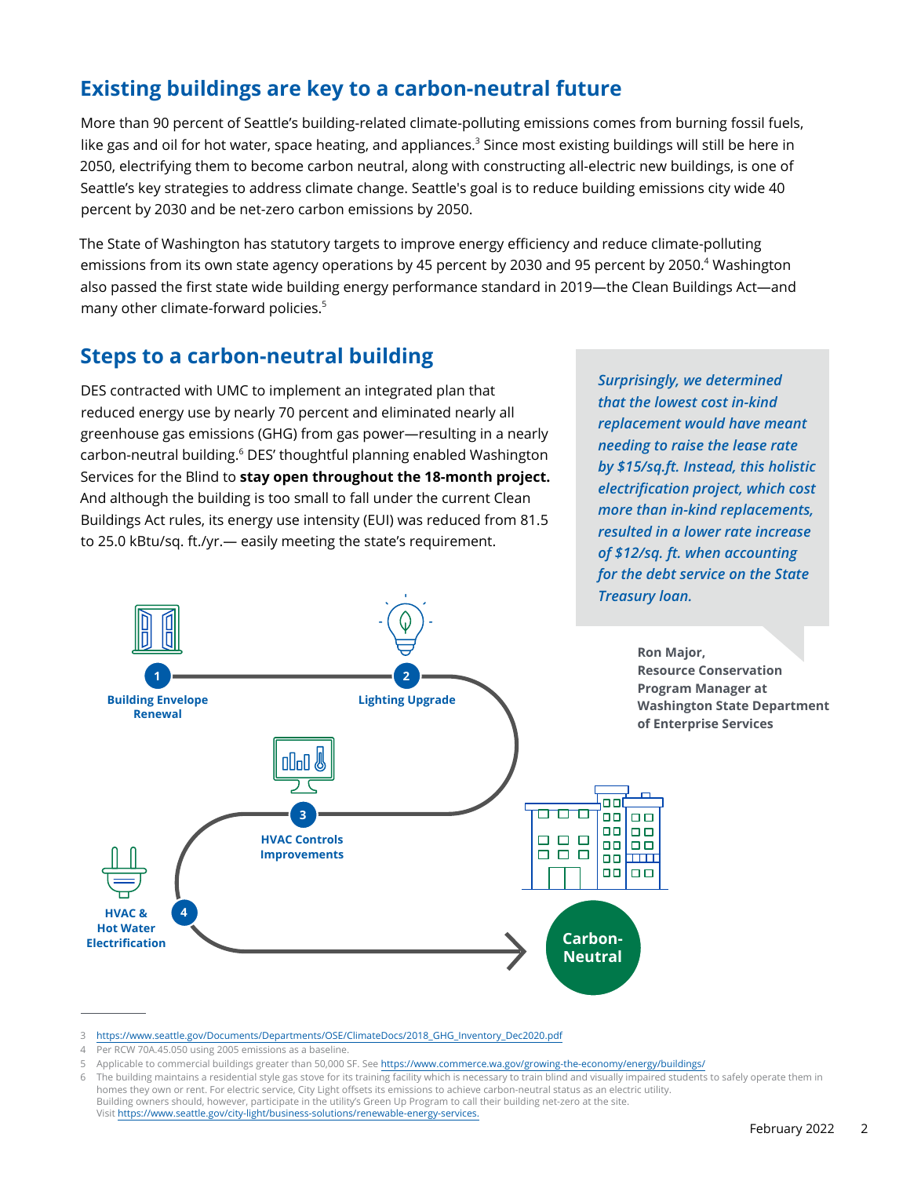## Existing buildings are key to a carbon-neutral future

More than 90 percent of Seattle's building-related climate-polluting emissions comes from burning fossil fuels, like gas and oil for hot water, space heating, and appliances.[3] Since most existing buildings will still be here in 2050, electrifying them to become carbon neutral, along with constructing all-electric new buildings, is one of Seattle's key strategies to address climate change. Seattle's goal is to reduce building emissions city wide 40 percent by 2030 and be net-zero carbon emissions by 2050.

The State of Washington has statutory targets to improve energy efficiency and reduce climate-polluting emissions from its own state agency operations by 45 percent by 2030 and 95 percent by 2050.[4] Washington also passed the first state wide building energy performance standard in 2019—the Clean Buildings Act—and many other climate-forward policies.[5]

## Steps to a carbon-neutral building

DES contracted with UMC to implement an integrated plan that reduced energy use by nearly 70 percent and eliminated nearly all greenhouse gas emissions (GHG) from gas power—resulting in a nearly carbon-neutral building.[6] DES' thoughtful planning enabled Washington Services for the Blind to **stay open throughout the 18-month project.** And although the building is too small to fall under the current Clean Buildings Act rules, its energy use intensity (EUI) was reduced from 81.5 to 25.0 kBtu/sq. ft./yr.— easily meeting the state's requirement.

> *Surprisingly, we determined that the lowest cost in-kind replacement would have meant needing to raise the lease rate by $15/sq.ft. Instead, this holistic electrification project, which cost more than in-kind replacements, resulted in a lower rate increase of $12/sq. ft. when accounting for the debt service on the State Treasury loan.*
>
> **Ron Major, Resource Conservation Program Manager at Washington State Department of Enterprise Services**

1. Building Envelope Renewal
2. Lighting Upgrade
3. HVAC Controls Improvements
4. HVAC & Hot Water Electrification

Carbon-Neutral

---

3 https://www.seattle.gov/Documents/Departments/OSE/ClimateDocs/2018_GHG_Inventory_Dec2020.pdf

4 Per RCW 70A.45.050 using 2005 emissions as a baseline.

5 Applicable to commercial buildings greater than 50,000 SF. See https://www.commerce.wa.gov/growing-the-economy/energy/buildings/

6 The building maintains a residential style gas stove for its training facility which is necessary to train blind and visually impaired students to safely operate them in homes they own or rent. For electric service, City Light offsets its emissions to achieve carbon-neutral status as an electric utility. Building owners should, however, participate in the utility's Green Up Program to call their building net-zero at the site. Visit https://www.seattle.gov/city-light/business-solutions/renewable-energy-services.

February 2022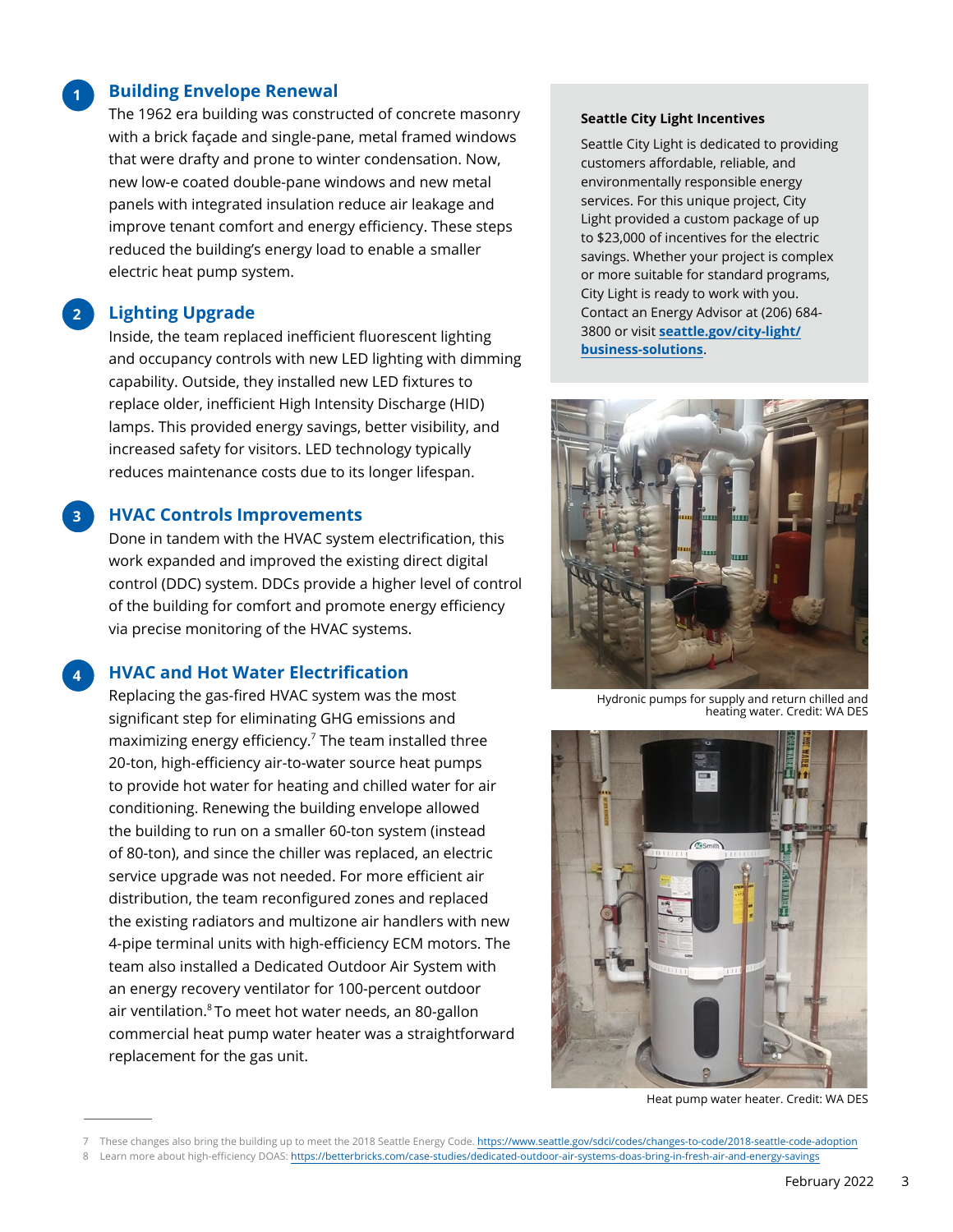## 1 Building Envelope Renewal

The 1962 era building was constructed of concrete masonry with a brick façade and single-pane, metal framed windows that were drafty and prone to winter condensation. Now, new low-e coated double-pane windows and new metal panels with integrated insulation reduce air leakage and improve tenant comfort and energy efficiency. These steps reduced the building's energy load to enable a smaller electric heat pump system.

## 2 Lighting Upgrade

Inside, the team replaced inefficient fluorescent lighting and occupancy controls with new LED lighting with dimming capability. Outside, they installed new LED fixtures to replace older, inefficient High Intensity Discharge (HID) lamps. This provided energy savings, better visibility, and increased safety for visitors. LED technology typically reduces maintenance costs due to its longer lifespan.

## 3 HVAC Controls Improvements

Done in tandem with the HVAC system electrification, this work expanded and improved the existing direct digital control (DDC) system. DDCs provide a higher level of control of the building for comfort and promote energy efficiency via precise monitoring of the HVAC systems.

## 4 HVAC and Hot Water Electrification

Replacing the gas-fired HVAC system was the most significant step for eliminating GHG emissions and maximizing energy efficiency.[7] The team installed three 20-ton, high-efficiency air-to-water source heat pumps to provide hot water for heating and chilled water for air conditioning. Renewing the building envelope allowed the building to run on a smaller 60-ton system (instead of 80-ton), and since the chiller was replaced, an electric service upgrade was not needed. For more efficient air distribution, the team reconfigured zones and replaced the existing radiators and multizone air handlers with new 4-pipe terminal units with high-efficiency ECM motors. The team also installed a Dedicated Outdoor Air System with an energy recovery ventilator for 100-percent outdoor air ventilation.[8] To meet hot water needs, an 80-gallon commercial heat pump water heater was a straightforward replacement for the gas unit.

**Seattle City Light Incentives**

Seattle City Light is dedicated to providing customers affordable, reliable, and environmentally responsible energy services. For this unique project, City Light provided a custom package of up to $23,000 of incentives for the electric savings. Whether your project is complex or more suitable for standard programs, City Light is ready to work with you. Contact an Energy Advisor at (206) 684-3800 or visit **seattle.gov/city-light/business-solutions**.

Hydronic pumps for supply and return chilled and heating water. Credit: WA DES

Heat pump water heater. Credit: WA DES

---

7 These changes also bring the building up to meet the 2018 Seattle Energy Code. https://www.seattle.gov/sdci/codes/changes-to-code/2018-seattle-code-adoption

8 Learn more about high-efficiency DOAS: https://betterbricks.com/case-studies/dedicated-outdoor-air-systems-doas-bring-in-fresh-air-and-energy-savings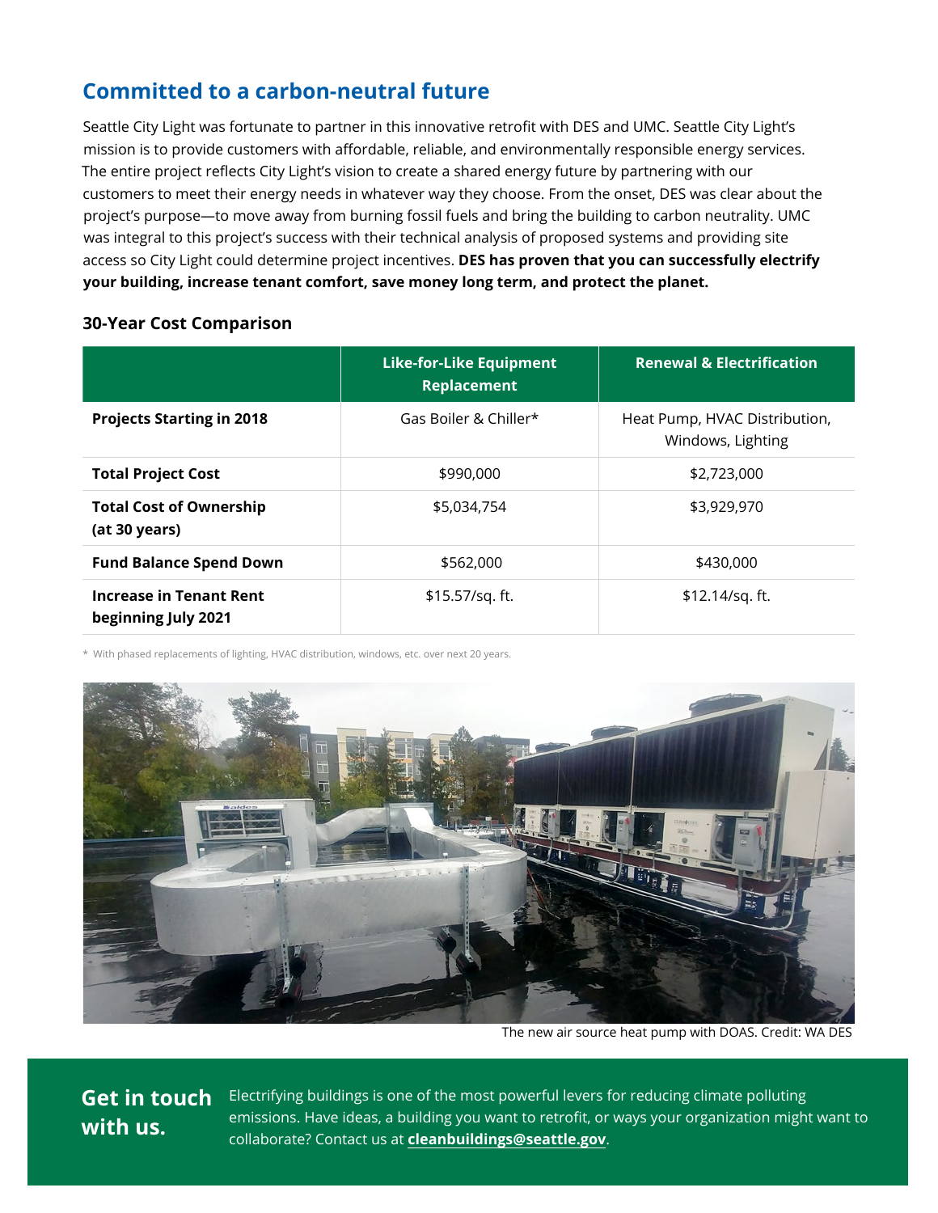## Committed to a carbon-neutral future

Seattle City Light was fortunate to partner in this innovative retrofit with DES and UMC. Seattle City Light's mission is to provide customers with affordable, reliable, and environmentally responsible energy services. The entire project reflects City Light's vision to create a shared energy future by partnering with our customers to meet their energy needs in whatever way they choose. From the onset, DES was clear about the project's purpose—to move away from burning fossil fuels and bring the building to carbon neutrality. UMC was integral to this project's success with their technical analysis of proposed systems and providing site access so City Light could determine project incentives. **DES has proven that you can successfully electrify your building, increase tenant comfort, save money long term, and protect the planet.**

### 30-Year Cost Comparison

| | Like-for-Like Equipment Replacement | Renewal & Electrification |
|---|---|---|
| **Projects Starting in 2018** | Gas Boiler & Chiller* | Heat Pump, HVAC Distribution, Windows, Lighting |
| **Total Project Cost** | $990,000 | $2,723,000 |
| **Total Cost of Ownership (at 30 years)** | $5,034,754 | $3,929,970 |
| **Fund Balance Spend Down** | $562,000 | $430,000 |
| **Increase in Tenant Rent beginning July 2021** | $15.57/sq. ft. | $12.14/sq. ft. |

* With phased replacements of lighting, HVAC distribution, windows, etc. over next 20 years.

The new air source heat pump with DOAS. Credit: WA DES

**Get in touch with us.**

Electrifying buildings is one of the most powerful levers for reducing climate polluting emissions. Have ideas, a building you want to retrofit, or ways your organization might want to collaborate? Contact us at **cleanbuildings@seattle.gov**.